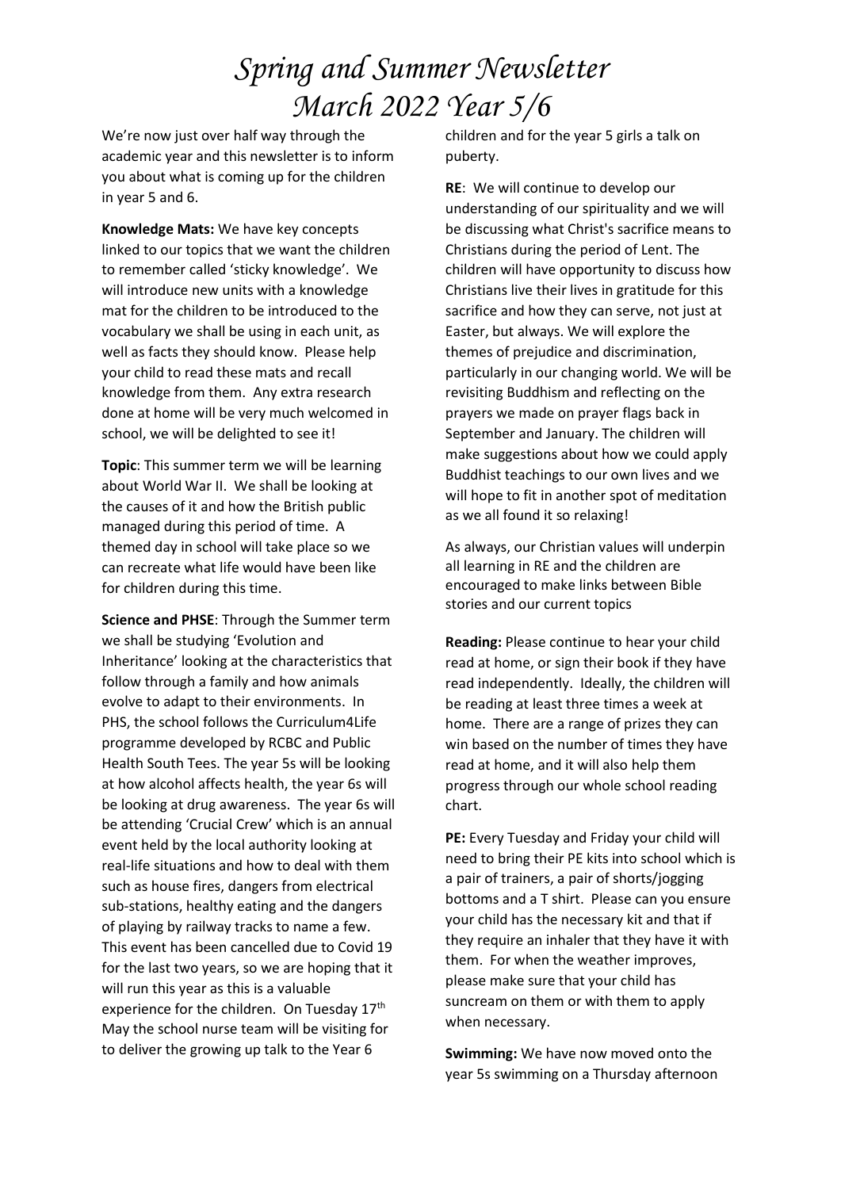# Spring and Summer Newsletter March 2022 Year 5/6

We're now just over half way through the academic year and this newsletter is to inform you about what is coming up for the children in year 5 and 6.

**Knowledge Mats:** We have key concepts linked to our topics that we want the children to remember called 'sticky knowledge'. We will introduce new units with a knowledge mat for the children to be introduced to the vocabulary we shall be using in each unit, as well as facts they should know. Please help your child to read these mats and recall knowledge from them. Any extra research done at home will be very much welcomed in school, we will be delighted to see it!

**Topic**: This summer term we will be learning about World War II. We shall be looking at the causes of it and how the British public managed during this period of time. A themed day in school will take place so we can recreate what life would have been like for children during this time.

**Science and PHSE**: Through the Summer term we shall be studying 'Evolution and Inheritance' looking at the characteristics that follow through a family and how animals evolve to adapt to their environments. In PHS, the school follows the Curriculum4Life programme developed by RCBC and Public Health South Tees. The year 5s will be looking at how alcohol affects health, the year 6s will be looking at drug awareness. The year 6s will be attending 'Crucial Crew' which is an annual event held by the local authority looking at real-life situations and how to deal with them such as house fires, dangers from electrical sub-stations, healthy eating and the dangers of playing by railway tracks to name a few. This event has been cancelled due to Covid 19 for the last two years, so we are hoping that it will run this year as this is a valuable experience for the children. On Tuesday 17th May the school nurse team will be visiting for to deliver the growing up talk to the Year 6 children and for the year 5 girls a talk on puberty.

**RE**: We will continue to develop our understanding of our spirituality and we will be discussing what Christ's sacrifice means to Christians during the period of Lent. The children will have opportunity to discuss how Christians live their lives in gratitude for this sacrifice and how they can serve, not just at Easter, but always. We will explore the themes of prejudice and discrimination, particularly in our changing world. We will be revisiting Buddhism and reflecting on the prayers we made on prayer flags back in September and January. The children will make suggestions about how we could apply Buddhist teachings to our own lives and we will hope to fit in another spot of meditation as we all found it so relaxing!

As always, our Christian values will underpin all learning in RE and the children are encouraged to make links between Bible stories and our current topics

**Reading:** Please continue to hear your child read at home, or sign their book if they have read independently. Ideally, the children will be reading at least three times a week at home. There are a range of prizes they can win based on the number of times they have read at home, and it will also help them progress through our whole school reading chart.

**PE:** Every Tuesday and Friday your child will need to bring their PE kits into school which is a pair of trainers, a pair of shorts/jogging bottoms and a T shirt. Please can you ensure your child has the necessary kit and that if they require an inhaler that they have it with them. For when the weather improves, please make sure that your child has suncream on them or with them to apply when necessary.

**Swimming:** We have now moved onto the year 5s swimming on a Thursday afternoon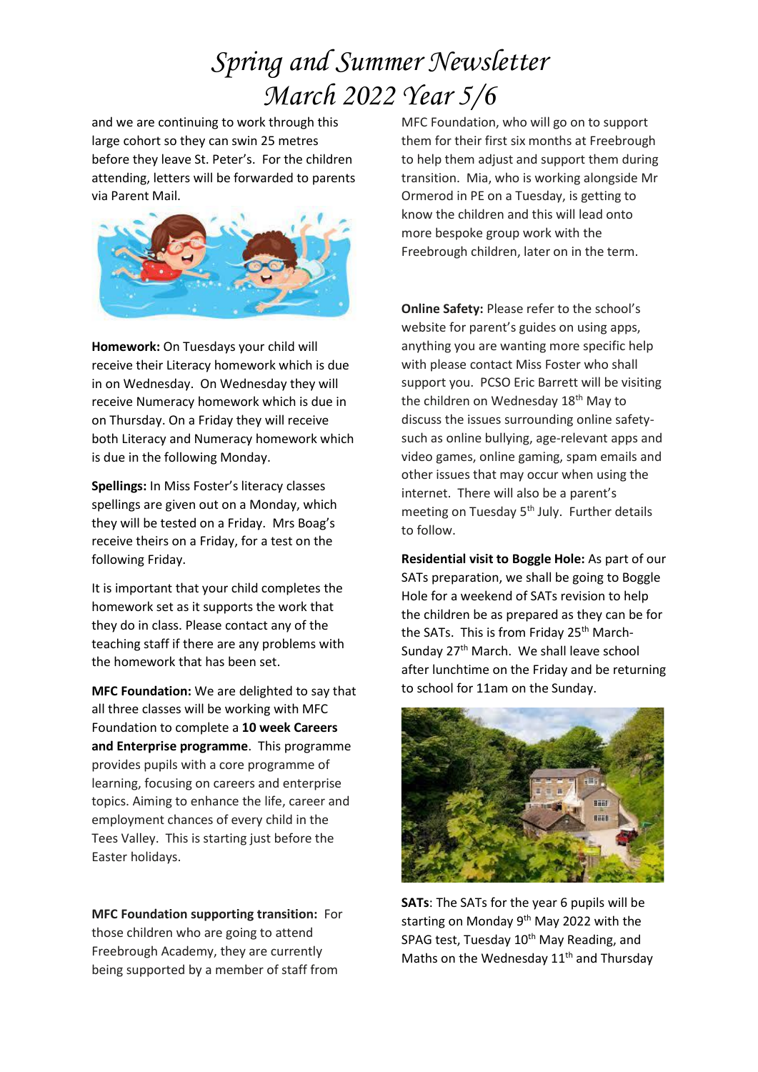# Spring and Summer Newsletter March 2022 Year 5/6

and we are continuing to work through this large cohort so they can swin 25 metres before they leave St. Peter's. For the children attending, letters will be forwarded to parents via Parent Mail.

**Homework:** On Tuesdays your child will receive their Literacy homework which is due in on Wednesday. On Wednesday they will receive Numeracy homework which is due in on Thursday. On a Friday they will receive both Literacy and Numeracy homework which is due in the following Monday.

**Spellings:** In Miss Foster's literacy classes spellings are given out on a Monday, which they will be tested on a Friday. Mrs Boag's receive theirs on a Friday, for a test on the following Friday.

It is important that your child completes the homework set as it supports the work that they do in class. Please contact any of the teaching staff if there are any problems with the homework that has been set.

**MFC Foundation:** We are delighted to say that all three classes will be working with MFC Foundation to complete a **10 week Careers and Enterprise programme**. This programme provides pupils with a core programme of learning, focusing on careers and enterprise topics. Aiming to enhance the life, career and employment chances of every child in the Tees Valley. This is starting just before the Easter holidays.

**MFC Foundation supporting transition:** For those children who are going to attend Freebrough Academy, they are currently being supported by a member of staff from MFC Foundation, who will go on to support them for their first six months at Freebrough to help them adjust and support them during transition. Mia, who is working alongside Mr Ormerod in PE on a Tuesday, is getting to know the children and this will lead onto more bespoke group work with the Freebrough children, later on in the term.

**Online Safety:** Please refer to the school's website for parent's guides on using apps, anything you are wanting more specific help with please contact Miss Foster who shall support you. PCSO Eric Barrett will be visiting the children on Wednesday 18th May to discuss the issues surrounding online safety- such as online bullying, age-relevant apps and video games, online gaming, spam emails and other issues that may occur when using the internet. There will also be a parent's meeting on Tuesday 5th July. Further details to follow.

**Residential visit to Boggle Hole:** As part of our SATs preparation, we shall be going to Boggle Hole for a weekend of SATs revision to help the children be as prepared as they can be for the SATs. This is from Friday 25th March- Sunday 27th March. We shall leave school after lunchtime on the Friday and be returning to school for 11am on the Sunday.

**SATs**: The SATs for the year 6 pupils will be starting on Monday 9th May 2022 with the SPAG test, Tuesday 10th May Reading, and Maths on the Wednesday 11th and Thursday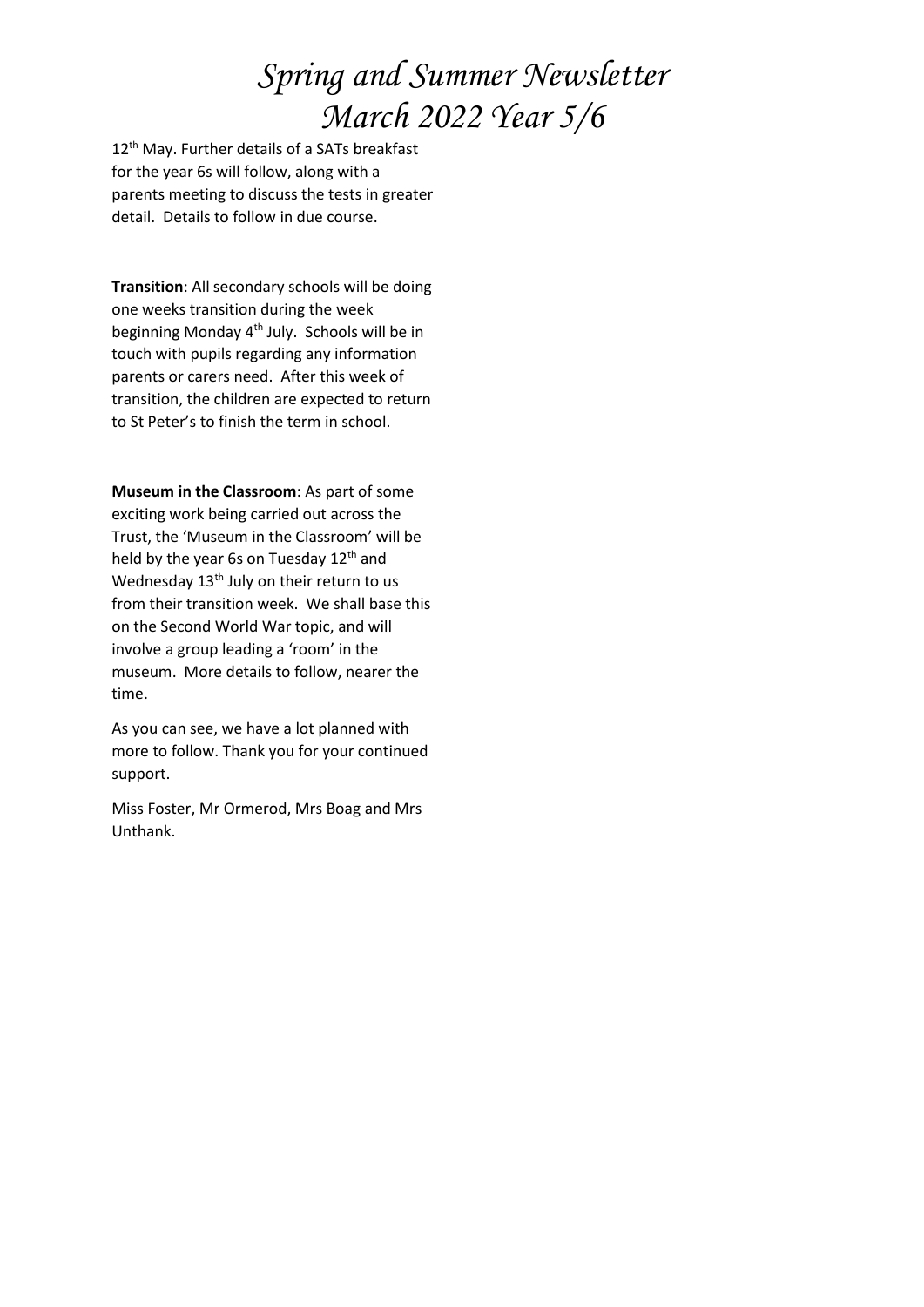# *Spring and Summer Newsletter March 2022 Year 5/6*

12th May. Further details of a SATs breakfast for the year 6s will follow, along with a parents meeting to discuss the tests in greater detail. Details to follow in due course.

**Transition**: All secondary schools will be doing one weeks transition during the week beginning Monday 4th July. Schools will be in touch with pupils regarding any information parents or carers need. After this week of transition, the children are expected to return to St Peter's to finish the term in school.

**Museum in the Classroom**: As part of some exciting work being carried out across the Trust, the 'Museum in the Classroom' will be held by the year 6s on Tuesday 12th and Wednesday 13th July on their return to us from their transition week. We shall base this on the Second World War topic, and will involve a group leading a 'room' in the museum. More details to follow, nearer the time.

As you can see, we have a lot planned with more to follow. Thank you for your continued support.

Miss Foster, Mr Ormerod, Mrs Boag and Mrs Unthank.